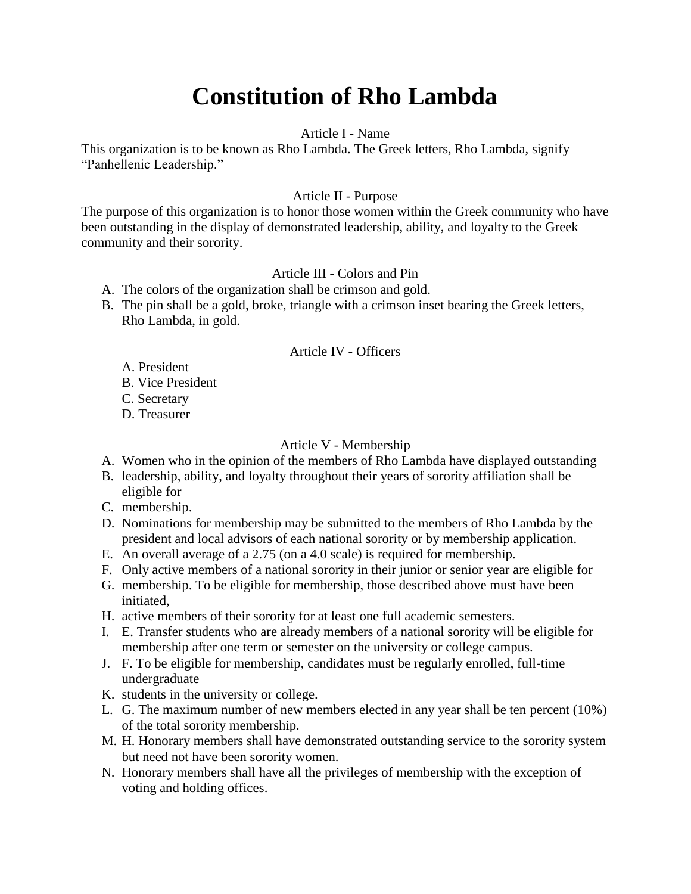# Constitution of Rho Lambda

### Article I - Name

This organization is to be known as Rho Lambda. The Greek letters, Rho Lambda, signify "Panhellenic Leadership."

### Article II - Purpose

The purpose of this organization is to honor those women within the Greek community who have been outstanding in the display of demonstrated leadership, ability, and loyalty to the Greek community and their sorority.

### Article III - Colors and Pin

A. The colors of the organization shall be crimson and gold.
B. The pin shall be a gold, broke, triangle with a crimson inset bearing the Greek letters, Rho Lambda, in gold.

### Article IV - Officers

A. President
B. Vice President
C. Secretary
D. Treasurer

### Article V - Membership

A. Women who in the opinion of the members of Rho Lambda have displayed outstanding
B. leadership, ability, and loyalty throughout their years of sorority affiliation shall be eligible for
C. membership.
D. Nominations for membership may be submitted to the members of Rho Lambda by the president and local advisors of each national sorority or by membership application.
E. An overall average of a 2.75 (on a 4.0 scale) is required for membership.
F. Only active members of a national sorority in their junior or senior year are eligible for
G. membership. To be eligible for membership, those described above must have been initiated,
H. active members of their sorority for at least one full academic semesters.
I. E. Transfer students who are already members of a national sorority will be eligible for membership after one term or semester on the university or college campus.
J. F. To be eligible for membership, candidates must be regularly enrolled, full-time undergraduate
K. students in the university or college.
L. G. The maximum number of new members elected in any year shall be ten percent (10%) of the total sorority membership.
M. H. Honorary members shall have demonstrated outstanding service to the sorority system but need not have been sorority women.
N. Honorary members shall have all the privileges of membership with the exception of voting and holding offices.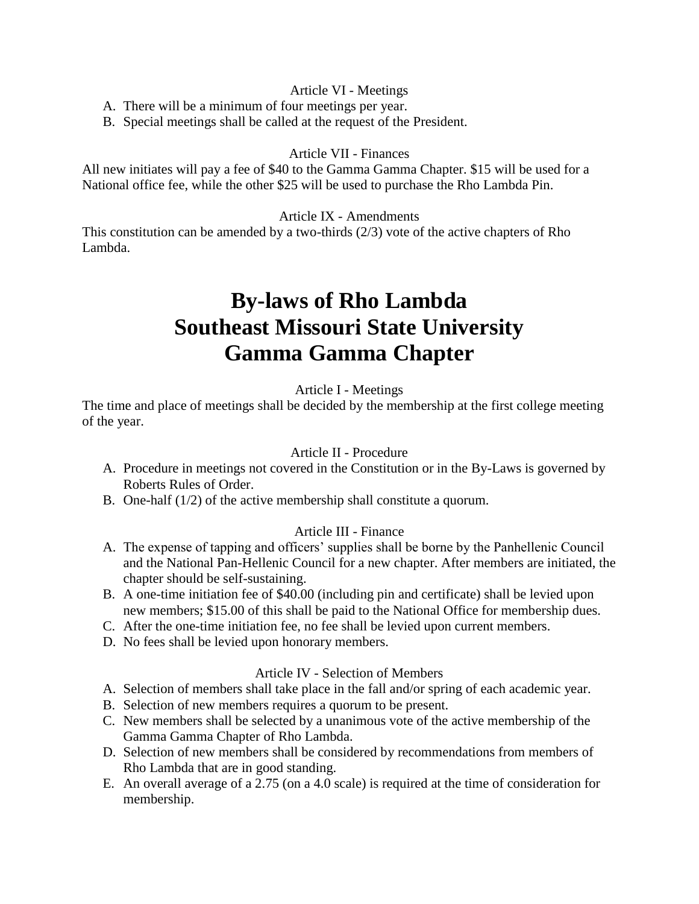### Article VI - Meetings

A. There will be a minimum of four meetings per year.
B. Special meetings shall be called at the request of the President.

### Article VII - Finances

All new initiates will pay a fee of $40 to the Gamma Gamma Chapter. $15 will be used for a National office fee, while the other $25 will be used to purchase the Rho Lambda Pin.

### Article IX - Amendments

This constitution can be amended by a two-thirds (2/3) vote of the active chapters of Rho Lambda.

# By-laws of Rho Lambda
# Southeast Missouri State University
# Gamma Gamma Chapter

### Article I - Meetings

The time and place of meetings shall be decided by the membership at the first college meeting of the year.

### Article II - Procedure

A. Procedure in meetings not covered in the Constitution or in the By-Laws is governed by Roberts Rules of Order.
B. One-half (1/2) of the active membership shall constitute a quorum.

### Article III - Finance

A. The expense of tapping and officers' supplies shall be borne by the Panhellenic Council and the National Pan-Hellenic Council for a new chapter. After members are initiated, the chapter should be self-sustaining.
B. A one-time initiation fee of $40.00 (including pin and certificate) shall be levied upon new members; $15.00 of this shall be paid to the National Office for membership dues.
C. After the one-time initiation fee, no fee shall be levied upon current members.
D. No fees shall be levied upon honorary members.

### Article IV - Selection of Members

A. Selection of members shall take place in the fall and/or spring of each academic year.
B. Selection of new members requires a quorum to be present.
C. New members shall be selected by a unanimous vote of the active membership of the Gamma Gamma Chapter of Rho Lambda.
D. Selection of new members shall be considered by recommendations from members of Rho Lambda that are in good standing.
E. An overall average of a 2.75 (on a 4.0 scale) is required at the time of consideration for membership.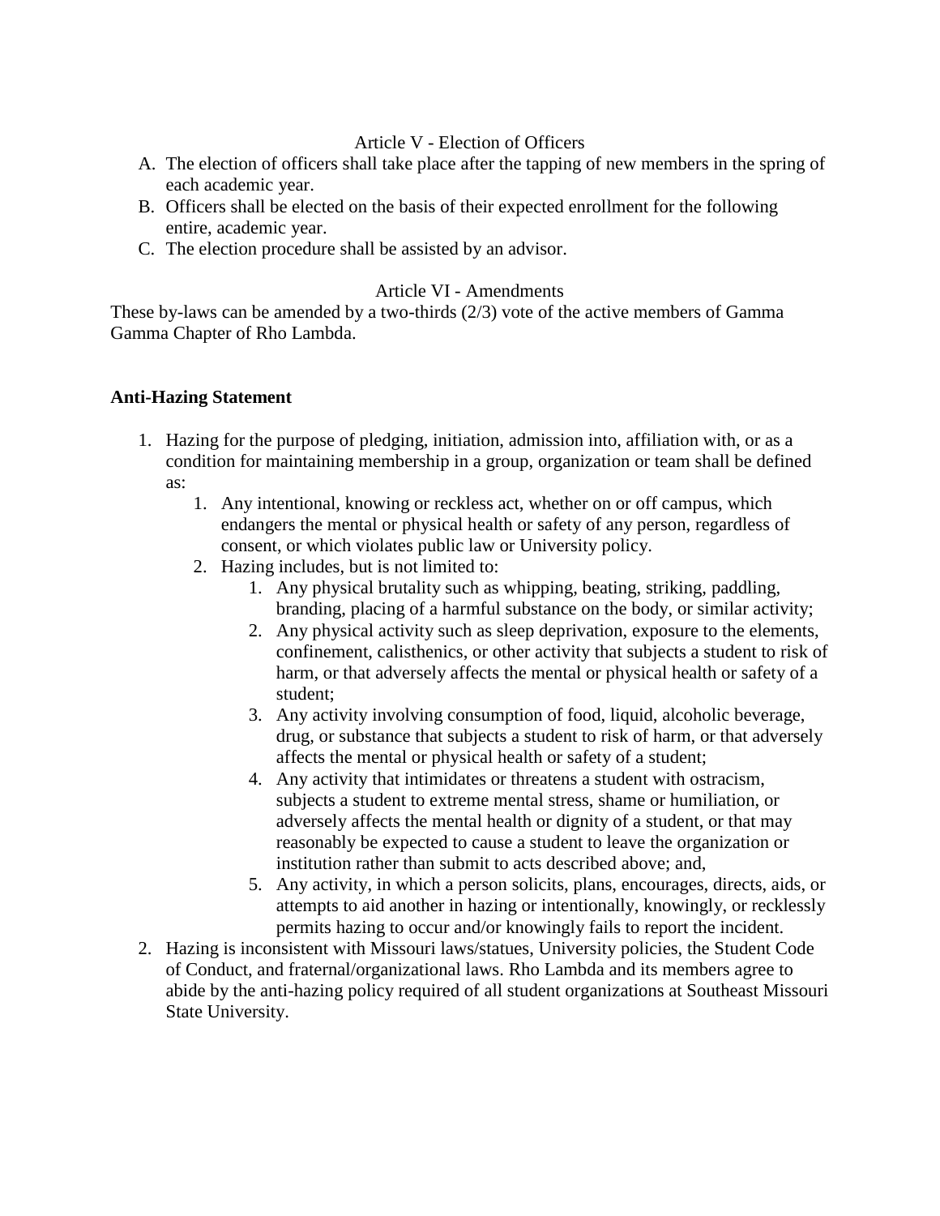### Article V - Election of Officers

A. The election of officers shall take place after the tapping of new members in the spring of each academic year.
B. Officers shall be elected on the basis of their expected enrollment for the following entire, academic year.
C. The election procedure shall be assisted by an advisor.

### Article VI - Amendments

These by-laws can be amended by a two-thirds (2/3) vote of the active members of Gamma Gamma Chapter of Rho Lambda.

**Anti-Hazing Statement**

1. Hazing for the purpose of pledging, initiation, admission into, affiliation with, or as a condition for maintaining membership in a group, organization or team shall be defined as:
    1. Any intentional, knowing or reckless act, whether on or off campus, which endangers the mental or physical health or safety of any person, regardless of consent, or which violates public law or University policy.
    2. Hazing includes, but is not limited to:
        1. Any physical brutality such as whipping, beating, striking, paddling, branding, placing of a harmful substance on the body, or similar activity;
        2. Any physical activity such as sleep deprivation, exposure to the elements, confinement, calisthenics, or other activity that subjects a student to risk of harm, or that adversely affects the mental or physical health or safety of a student;
        3. Any activity involving consumption of food, liquid, alcoholic beverage, drug, or substance that subjects a student to risk of harm, or that adversely affects the mental or physical health or safety of a student;
        4. Any activity that intimidates or threatens a student with ostracism, subjects a student to extreme mental stress, shame or humiliation, or adversely affects the mental health or dignity of a student, or that may reasonably be expected to cause a student to leave the organization or institution rather than submit to acts described above; and,
        5. Any activity, in which a person solicits, plans, encourages, directs, aids, or attempts to aid another in hazing or intentionally, knowingly, or recklessly permits hazing to occur and/or knowingly fails to report the incident.
2. Hazing is inconsistent with Missouri laws/statues, University policies, the Student Code of Conduct, and fraternal/organizational laws. Rho Lambda and its members agree to abide by the anti-hazing policy required of all student organizations at Southeast Missouri State University.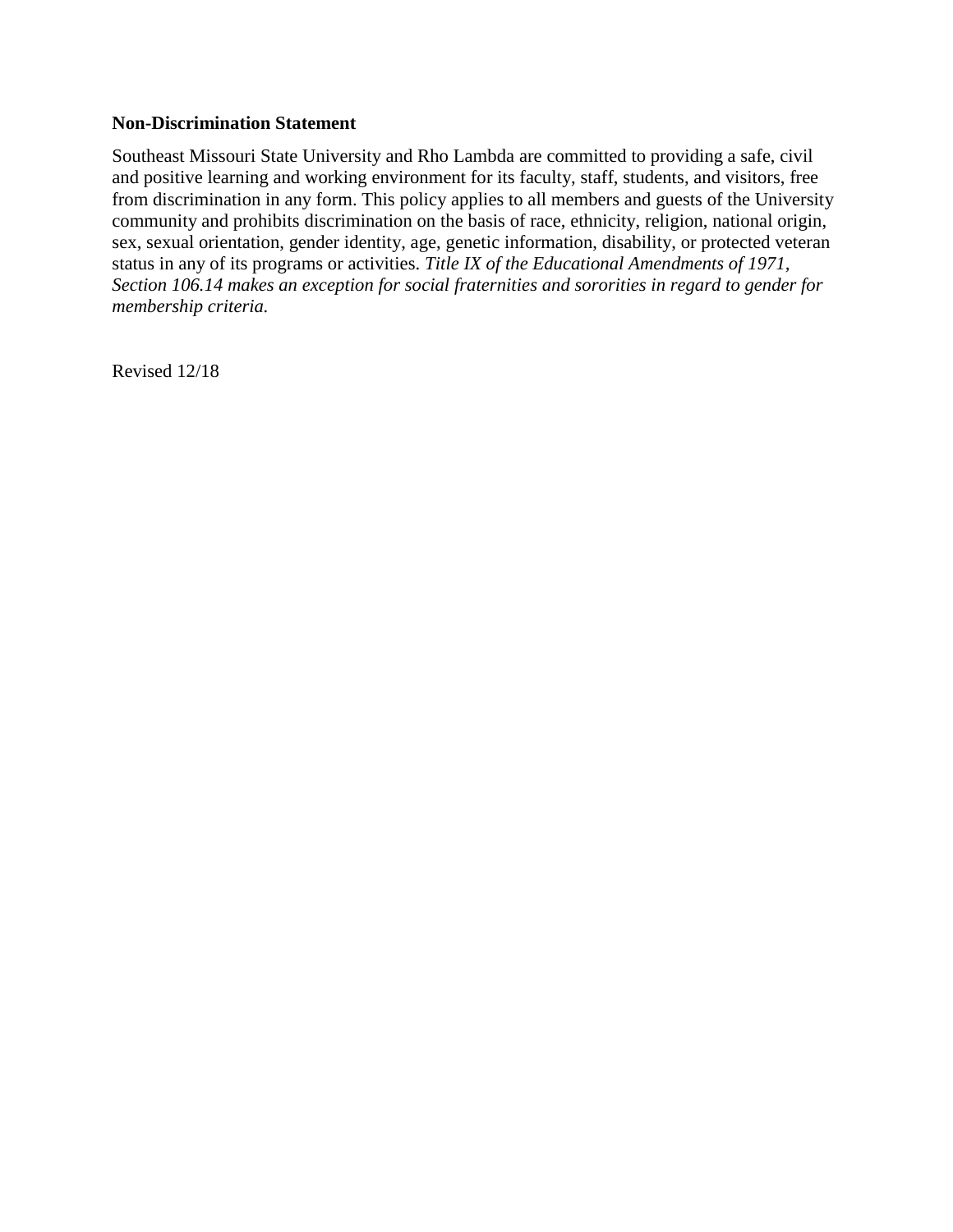**Non-Discrimination Statement**

Southeast Missouri State University and Rho Lambda are committed to providing a safe, civil and positive learning and working environment for its faculty, staff, students, and visitors, free from discrimination in any form. This policy applies to all members and guests of the University community and prohibits discrimination on the basis of race, ethnicity, religion, national origin, sex, sexual orientation, gender identity, age, genetic information, disability, or protected veteran status in any of its programs or activities. *Title IX of the Educational Amendments of 1971, Section 106.14 makes an exception for social fraternities and sororities in regard to gender for membership criteria.*

Revised 12/18